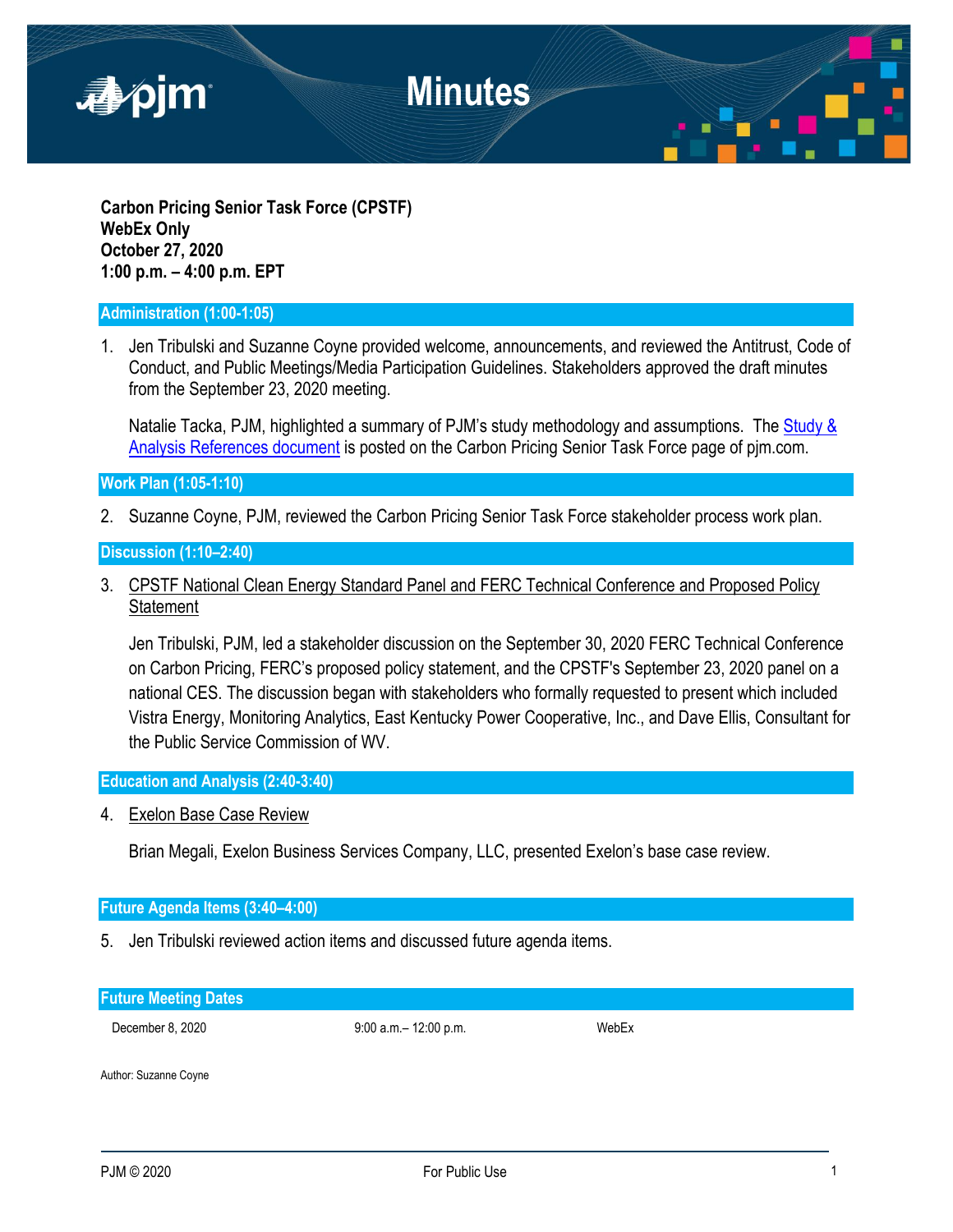# Minutes

**Carbon Pricing Senior Task Force (CPSTF)**
**WebEx Only**
**October 27, 2020**
**1:00 p.m. – 4:00 p.m. EPT**

## Administration (1:00-1:05)

1. Jen Tribulski and Suzanne Coyne provided welcome, announcements, and reviewed the Antitrust, Code of Conduct, and Public Meetings/Media Participation Guidelines. Stakeholders approved the draft minutes from the September 23, 2020 meeting.

   Natalie Tacka, PJM, highlighted a summary of PJM's study methodology and assumptions. The Study & Analysis References document is posted on the Carbon Pricing Senior Task Force page of pjm.com.

## Work Plan (1:05-1:10)

2. Suzanne Coyne, PJM, reviewed the Carbon Pricing Senior Task Force stakeholder process work plan.

## Discussion (1:10–2:40)

3. CPSTF National Clean Energy Standard Panel and FERC Technical Conference and Proposed Policy Statement

   Jen Tribulski, PJM, led a stakeholder discussion on the September 30, 2020 FERC Technical Conference on Carbon Pricing, FERC's proposed policy statement, and the CPSTF's September 23, 2020 panel on a national CES. The discussion began with stakeholders who formally requested to present which included Vistra Energy, Monitoring Analytics, East Kentucky Power Cooperative, Inc., and Dave Ellis, Consultant for the Public Service Commission of WV.

## Education and Analysis (2:40-3:40)

4. Exelon Base Case Review

   Brian Megali, Exelon Business Services Company, LLC, presented Exelon's base case review.

## Future Agenda Items (3:40–4:00)

5. Jen Tribulski reviewed action items and discussed future agenda items.

## Future Meeting Dates

| | | |
|---|---|---|
| December 8, 2020 | 9:00 a.m.– 12:00 p.m. | WebEx |

Author: Suzanne Coyne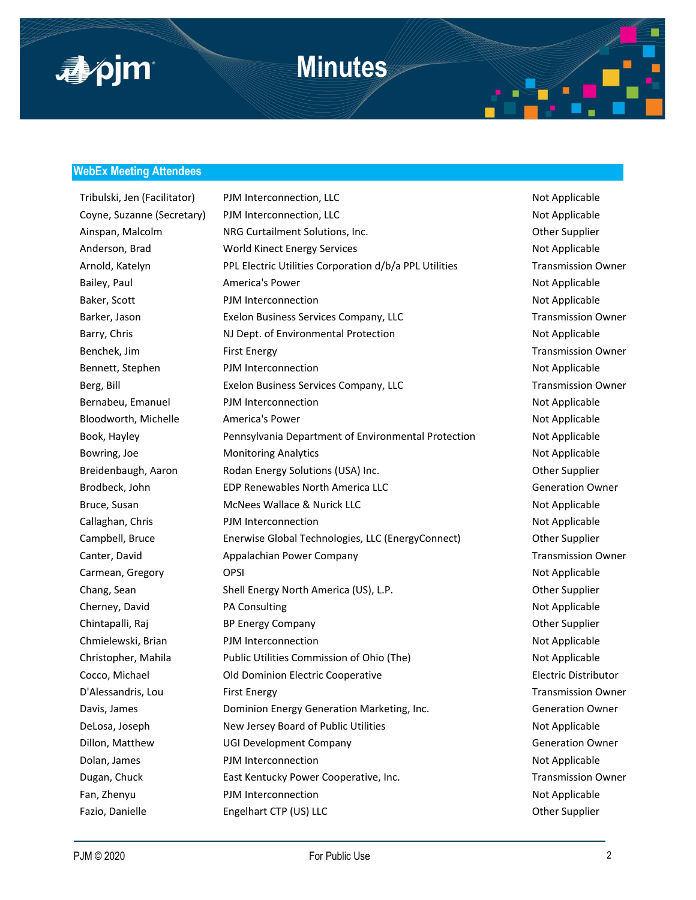## WebEx Meeting Attendees

| | | |
|---|---|---|
| Tribulski, Jen (Facilitator) | PJM Interconnection, LLC | Not Applicable |
| Coyne, Suzanne (Secretary) | PJM Interconnection, LLC | Not Applicable |
| Ainspan, Malcolm | NRG Curtailment Solutions, Inc. | Other Supplier |
| Anderson, Brad | World Kinect Energy Services | Not Applicable |
| Arnold, Katelyn | PPL Electric Utilities Corporation d/b/a PPL Utilities | Transmission Owner |
| Bailey, Paul | America's Power | Not Applicable |
| Baker, Scott | PJM Interconnection | Not Applicable |
| Barker, Jason | Exelon Business Services Company, LLC | Transmission Owner |
| Barry, Chris | NJ Dept. of Environmental Protection | Not Applicable |
| Benchek, Jim | First Energy | Transmission Owner |
| Bennett, Stephen | PJM Interconnection | Not Applicable |
| Berg, Bill | Exelon Business Services Company, LLC | Transmission Owner |
| Bernabeu, Emanuel | PJM Interconnection | Not Applicable |
| Bloodworth, Michelle | America's Power | Not Applicable |
| Book, Hayley | Pennsylvania Department of Environmental Protection | Not Applicable |
| Bowring, Joe | Monitoring Analytics | Not Applicable |
| Breidenbaugh, Aaron | Rodan Energy Solutions (USA) Inc. | Other Supplier |
| Brodbeck, John | EDP Renewables North America LLC | Generation Owner |
| Bruce, Susan | McNees Wallace & Nurick LLC | Not Applicable |
| Callaghan, Chris | PJM Interconnection | Not Applicable |
| Campbell, Bruce | Enerwise Global Technologies, LLC (EnergyConnect) | Other Supplier |
| Canter, David | Appalachian Power Company | Transmission Owner |
| Carmean, Gregory | OPSI | Not Applicable |
| Chang, Sean | Shell Energy North America (US), L.P. | Other Supplier |
| Cherney, David | PA Consulting | Not Applicable |
| Chintapalli, Raj | BP Energy Company | Other Supplier |
| Chmielewski, Brian | PJM Interconnection | Not Applicable |
| Christopher, Mahila | Public Utilities Commission of Ohio (The) | Not Applicable |
| Cocco, Michael | Old Dominion Electric Cooperative | Electric Distributor |
| D'Alessandris, Lou | First Energy | Transmission Owner |
| Davis, James | Dominion Energy Generation Marketing, Inc. | Generation Owner |
| DeLosa, Joseph | New Jersey Board of Public Utilities | Not Applicable |
| Dillon, Matthew | UGI Development Company | Generation Owner |
| Dolan, James | PJM Interconnection | Not Applicable |
| Dugan, Chuck | East Kentucky Power Cooperative, Inc. | Transmission Owner |
| Fan, Zhenyu | PJM Interconnection | Not Applicable |
| Fazio, Danielle | Engelhart CTP (US) LLC | Other Supplier |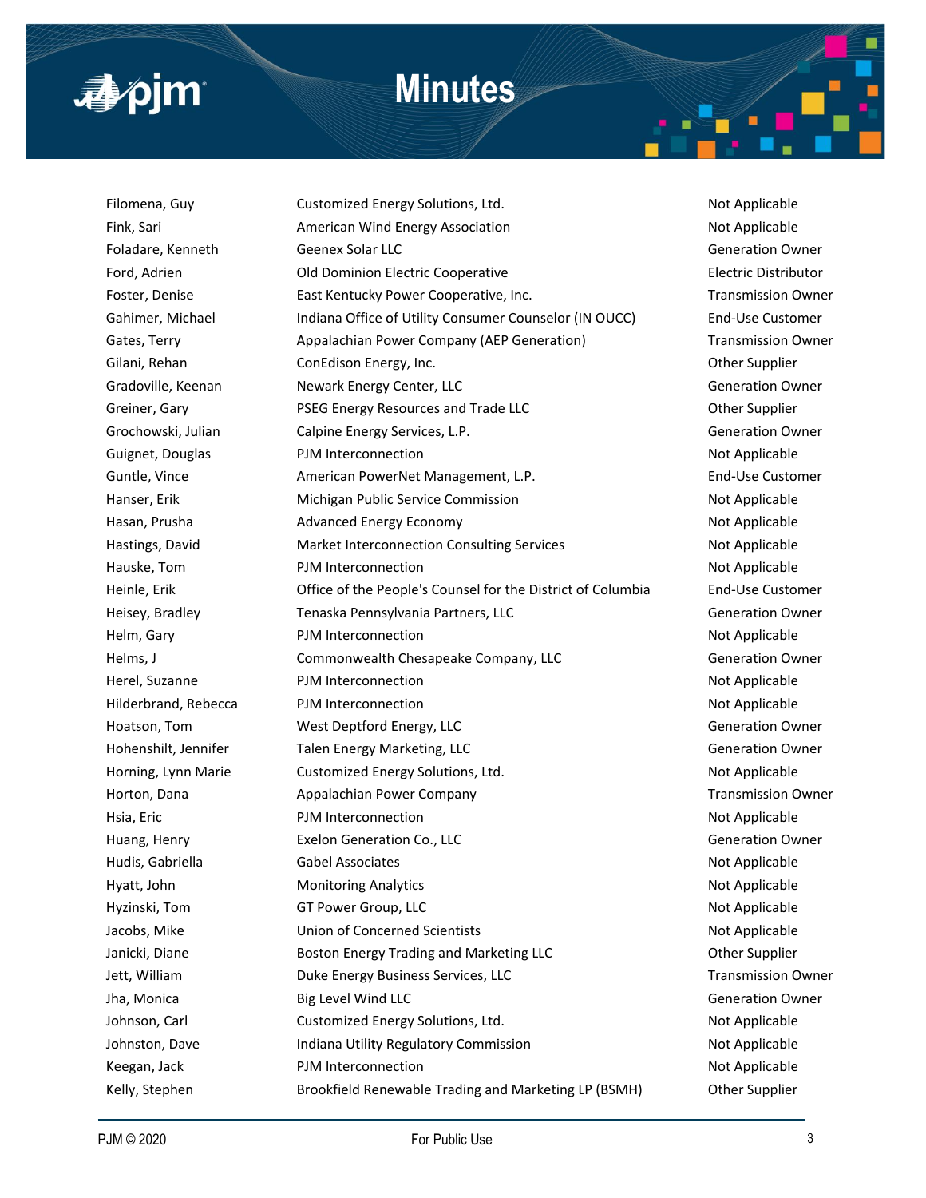| | | |
|---|---|---|
| Filomena, Guy | Customized Energy Solutions, Ltd. | Not Applicable |
| Fink, Sari | American Wind Energy Association | Not Applicable |
| Foladare, Kenneth | Geenex Solar LLC | Generation Owner |
| Ford, Adrien | Old Dominion Electric Cooperative | Electric Distributor |
| Foster, Denise | East Kentucky Power Cooperative, Inc. | Transmission Owner |
| Gahimer, Michael | Indiana Office of Utility Consumer Counselor (IN OUCC) | End-Use Customer |
| Gates, Terry | Appalachian Power Company (AEP Generation) | Transmission Owner |
| Gilani, Rehan | ConEdison Energy, Inc. | Other Supplier |
| Gradoville, Keenan | Newark Energy Center, LLC | Generation Owner |
| Greiner, Gary | PSEG Energy Resources and Trade LLC | Other Supplier |
| Grochowski, Julian | Calpine Energy Services, L.P. | Generation Owner |
| Guignet, Douglas | PJM Interconnection | Not Applicable |
| Guntle, Vince | American PowerNet Management, L.P. | End-Use Customer |
| Hanser, Erik | Michigan Public Service Commission | Not Applicable |
| Hasan, Prusha | Advanced Energy Economy | Not Applicable |
| Hastings, David | Market Interconnection Consulting Services | Not Applicable |
| Hauske, Tom | PJM Interconnection | Not Applicable |
| Heinle, Erik | Office of the People's Counsel for the District of Columbia | End-Use Customer |
| Heisey, Bradley | Tenaska Pennsylvania Partners, LLC | Generation Owner |
| Helm, Gary | PJM Interconnection | Not Applicable |
| Helms, J | Commonwealth Chesapeake Company, LLC | Generation Owner |
| Herel, Suzanne | PJM Interconnection | Not Applicable |
| Hilderbrand, Rebecca | PJM Interconnection | Not Applicable |
| Hoatson, Tom | West Deptford Energy, LLC | Generation Owner |
| Hohenshilt, Jennifer | Talen Energy Marketing, LLC | Generation Owner |
| Horning, Lynn Marie | Customized Energy Solutions, Ltd. | Not Applicable |
| Horton, Dana | Appalachian Power Company | Transmission Owner |
| Hsia, Eric | PJM Interconnection | Not Applicable |
| Huang, Henry | Exelon Generation Co., LLC | Generation Owner |
| Hudis, Gabriella | Gabel Associates | Not Applicable |
| Hyatt, John | Monitoring Analytics | Not Applicable |
| Hyzinski, Tom | GT Power Group, LLC | Not Applicable |
| Jacobs, Mike | Union of Concerned Scientists | Not Applicable |
| Janicki, Diane | Boston Energy Trading and Marketing LLC | Other Supplier |
| Jett, William | Duke Energy Business Services, LLC | Transmission Owner |
| Jha, Monica | Big Level Wind LLC | Generation Owner |
| Johnson, Carl | Customized Energy Solutions, Ltd. | Not Applicable |
| Johnston, Dave | Indiana Utility Regulatory Commission | Not Applicable |
| Keegan, Jack | PJM Interconnection | Not Applicable |
| Kelly, Stephen | Brookfield Renewable Trading and Marketing LP (BSMH) | Other Supplier |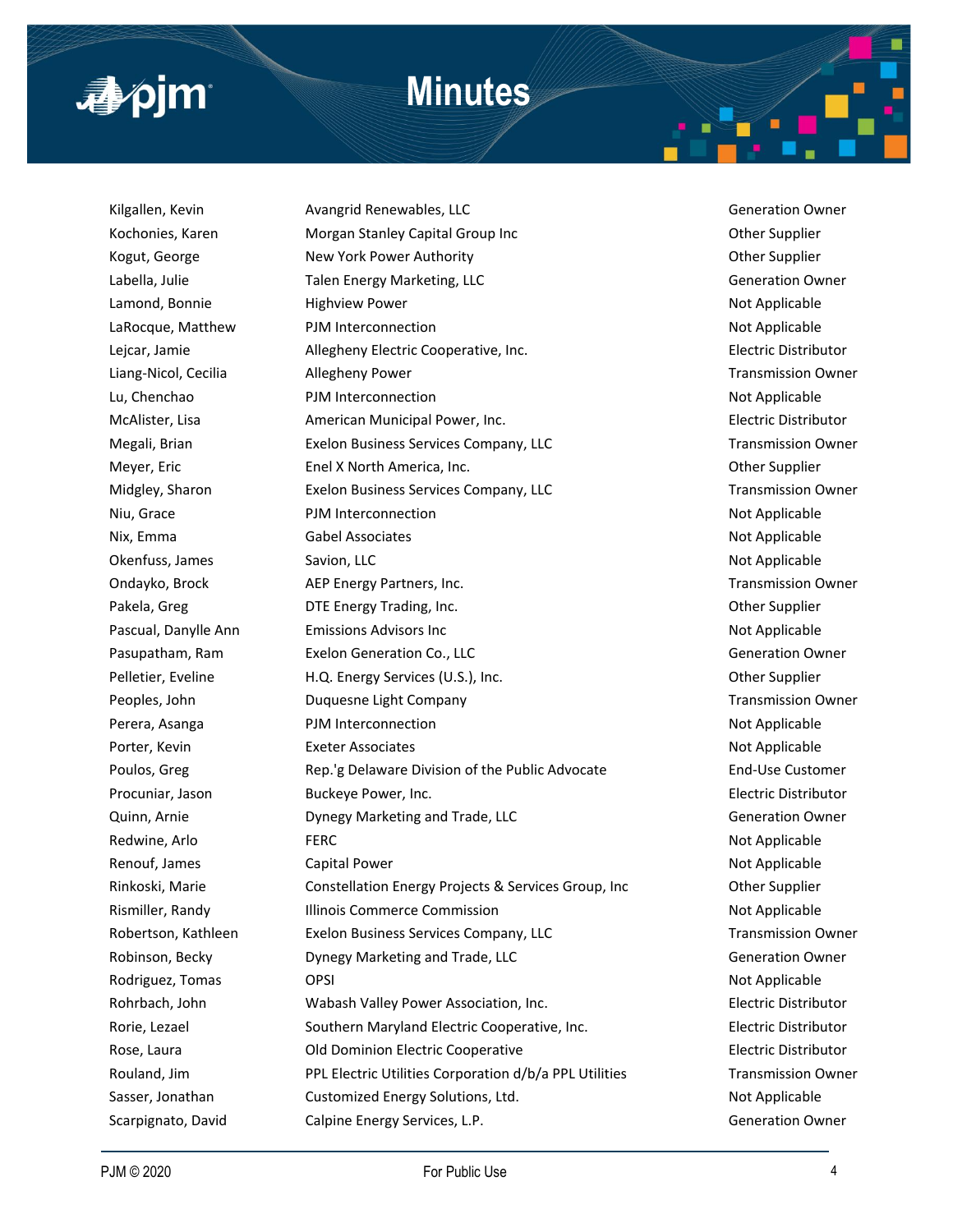| | | |
|---|---|---|
| Kilgallen, Kevin | Avangrid Renewables, LLC | Generation Owner |
| Kochonies, Karen | Morgan Stanley Capital Group Inc | Other Supplier |
| Kogut, George | New York Power Authority | Other Supplier |
| Labella, Julie | Talen Energy Marketing, LLC | Generation Owner |
| Lamond, Bonnie | Highview Power | Not Applicable |
| LaRocque, Matthew | PJM Interconnection | Not Applicable |
| Lejcar, Jamie | Allegheny Electric Cooperative, Inc. | Electric Distributor |
| Liang-Nicol, Cecilia | Allegheny Power | Transmission Owner |
| Lu, Chenchao | PJM Interconnection | Not Applicable |
| McAlister, Lisa | American Municipal Power, Inc. | Electric Distributor |
| Megali, Brian | Exelon Business Services Company, LLC | Transmission Owner |
| Meyer, Eric | Enel X North America, Inc. | Other Supplier |
| Midgley, Sharon | Exelon Business Services Company, LLC | Transmission Owner |
| Niu, Grace | PJM Interconnection | Not Applicable |
| Nix, Emma | Gabel Associates | Not Applicable |
| Okenfuss, James | Savion, LLC | Not Applicable |
| Ondayko, Brock | AEP Energy Partners, Inc. | Transmission Owner |
| Pakela, Greg | DTE Energy Trading, Inc. | Other Supplier |
| Pascual, Danylle Ann | Emissions Advisors Inc | Not Applicable |
| Pasupatham, Ram | Exelon Generation Co., LLC | Generation Owner |
| Pelletier, Eveline | H.Q. Energy Services (U.S.), Inc. | Other Supplier |
| Peoples, John | Duquesne Light Company | Transmission Owner |
| Perera, Asanga | PJM Interconnection | Not Applicable |
| Porter, Kevin | Exeter Associates | Not Applicable |
| Poulos, Greg | Rep.'g Delaware Division of the Public Advocate | End-Use Customer |
| Procuniar, Jason | Buckeye Power, Inc. | Electric Distributor |
| Quinn, Arnie | Dynegy Marketing and Trade, LLC | Generation Owner |
| Redwine, Arlo | FERC | Not Applicable |
| Renouf, James | Capital Power | Not Applicable |
| Rinkoski, Marie | Constellation Energy Projects & Services Group, Inc | Other Supplier |
| Rismiller, Randy | Illinois Commerce Commission | Not Applicable |
| Robertson, Kathleen | Exelon Business Services Company, LLC | Transmission Owner |
| Robinson, Becky | Dynegy Marketing and Trade, LLC | Generation Owner |
| Rodriguez, Tomas | OPSI | Not Applicable |
| Rohrbach, John | Wabash Valley Power Association, Inc. | Electric Distributor |
| Rorie, Lezael | Southern Maryland Electric Cooperative, Inc. | Electric Distributor |
| Rose, Laura | Old Dominion Electric Cooperative | Electric Distributor |
| Rouland, Jim | PPL Electric Utilities Corporation d/b/a PPL Utilities | Transmission Owner |
| Sasser, Jonathan | Customized Energy Solutions, Ltd. | Not Applicable |
| Scarpignato, David | Calpine Energy Services, L.P. | Generation Owner |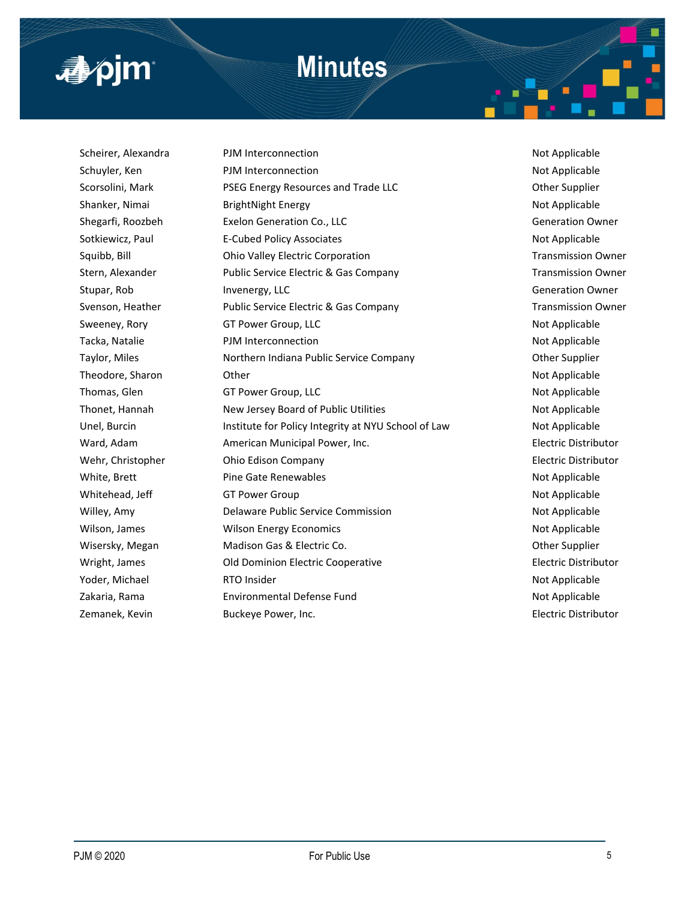| | | |
|---|---|---|
| Scheirer, Alexandra | PJM Interconnection | Not Applicable |
| Schuyler, Ken | PJM Interconnection | Not Applicable |
| Scorsolini, Mark | PSEG Energy Resources and Trade LLC | Other Supplier |
| Shanker, Nimai | BrightNight Energy | Not Applicable |
| Shegarfi, Roozbeh | Exelon Generation Co., LLC | Generation Owner |
| Sotkiewicz, Paul | E-Cubed Policy Associates | Not Applicable |
| Squibb, Bill | Ohio Valley Electric Corporation | Transmission Owner |
| Stern, Alexander | Public Service Electric & Gas Company | Transmission Owner |
| Stupar, Rob | Invenergy, LLC | Generation Owner |
| Svenson, Heather | Public Service Electric & Gas Company | Transmission Owner |
| Sweeney, Rory | GT Power Group, LLC | Not Applicable |
| Tacka, Natalie | PJM Interconnection | Not Applicable |
| Taylor, Miles | Northern Indiana Public Service Company | Other Supplier |
| Theodore, Sharon | Other | Not Applicable |
| Thomas, Glen | GT Power Group, LLC | Not Applicable |
| Thonet, Hannah | New Jersey Board of Public Utilities | Not Applicable |
| Unel, Burcin | Institute for Policy Integrity at NYU School of Law | Not Applicable |
| Ward, Adam | American Municipal Power, Inc. | Electric Distributor |
| Wehr, Christopher | Ohio Edison Company | Electric Distributor |
| White, Brett | Pine Gate Renewables | Not Applicable |
| Whitehead, Jeff | GT Power Group | Not Applicable |
| Willey, Amy | Delaware Public Service Commission | Not Applicable |
| Wilson, James | Wilson Energy Economics | Not Applicable |
| Wisersky, Megan | Madison Gas & Electric Co. | Other Supplier |
| Wright, James | Old Dominion Electric Cooperative | Electric Distributor |
| Yoder, Michael | RTO Insider | Not Applicable |
| Zakaria, Rama | Environmental Defense Fund | Not Applicable |
| Zemanek, Kevin | Buckeye Power, Inc. | Electric Distributor |